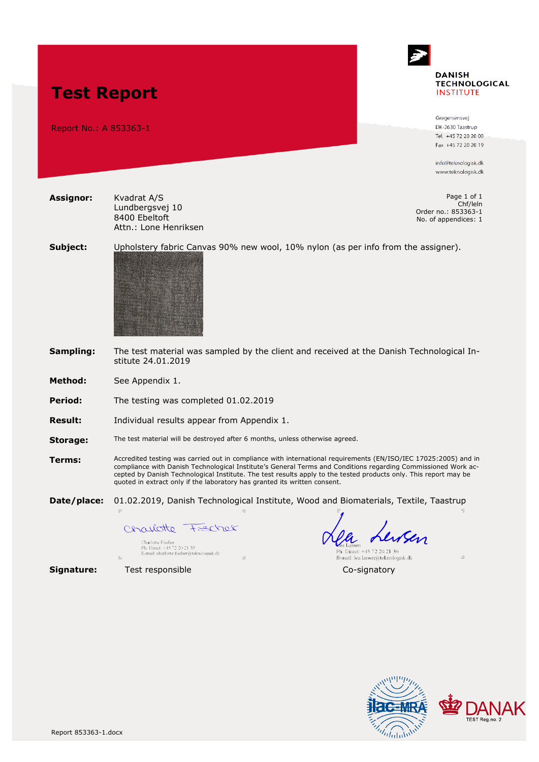# Test Report

Report No.: A 853363-1

**DANISH TECHNOLOGICAL INSTITUTE**

Gregersensvej
DK-2630 Taastrup
Tel. +45 72 20 20 00
Fax +45 72 20 20 19

info@teknologisk.dk
www.teknologisk.dk

Page 1 of 1
Chf/leln
Order no.: 853363-1
No. of appendices: 1

**Assignor:** Kvadrat A/S
Lundbergsvej 10
8400 Ebeltoft
Attn.: Lone Henriksen

**Subject:** Upholstery fabric Canvas 90% new wool, 10% nylon (as per info from the assigner).

**Sampling:** The test material was sampled by the client and received at the Danish Technological Institute 24.01.2019

**Method:** See Appendix 1.

**Period:** The testing was completed 01.02.2019

**Result:** Individual results appear from Appendix 1.

**Storage:** The test material will be destroyed after 6 months, unless otherwise agreed.

**Terms:** Accredited testing was carried out in compliance with international requirements (EN/ISO/IEC 17025:2005) and in compliance with Danish Technological Institute's General Terms and Conditions regarding Commissioned Work accepted by Danish Technological Institute. The test results apply to the tested products only. This report may be quoted in extract only if the laboratory has granted its written consent.

**Date/place:** 01.02.2019, Danish Technological Institute, Wood and Biomaterials, Textile, Taastrup

Charlotte Fischer
Ph. Direct: +45 72 20 21 35
E-mail: charlotte.fischer@teknologisk.dk

Lea Larsen
Ph. Direct: +45 72 20 21 36
E-mail: lea.larsen@teknologisk.dk

**Signature:** Test responsible — Co-signatory

ilac-MRA — DANAK TEST Reg.no. 2

Report 853363-1.docx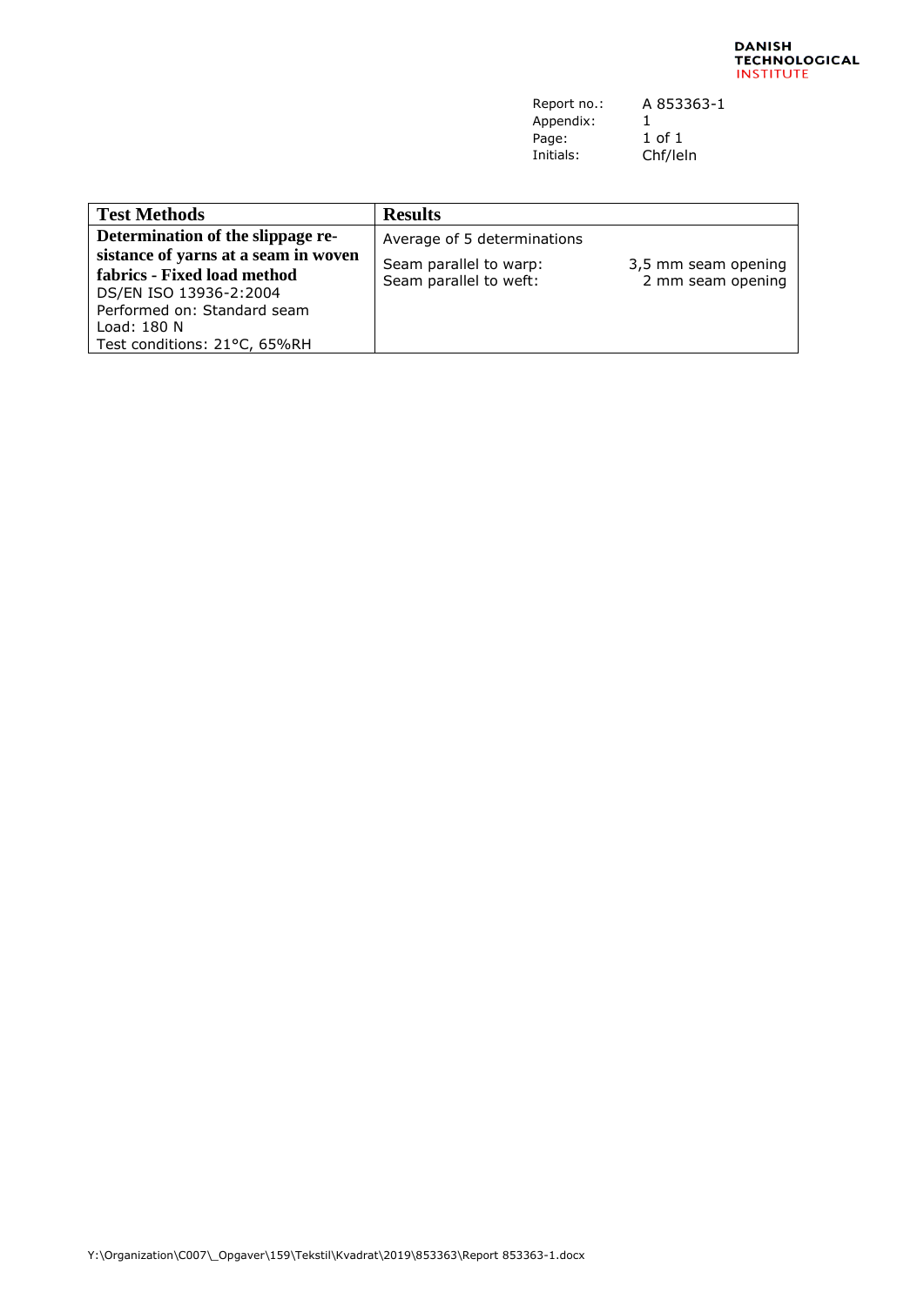DANISH TECHNOLOGICAL INSTITUTE

Report no.: A 853363-1
Appendix: 1
Page: 1 of 1
Initials: Chf/leln

| Test Methods | Results | |
|---|---|---|
| **Determination of the slippage resistance of yarns at a seam in woven fabrics - Fixed load method**<br>DS/EN ISO 13936-2:2004<br>Performed on: Standard seam<br>Load: 180 N<br>Test conditions: 21°C, 65%RH | Average of 5 determinations<br><br>Seam parallel to warp:<br>Seam parallel to weft: | <br><br>3,5 mm seam opening<br>2 mm seam opening |

Y:\Organization\C007\_Opgaver\159\Tekstil\Kvadrat\2019\853363\Report 853363-1.docx